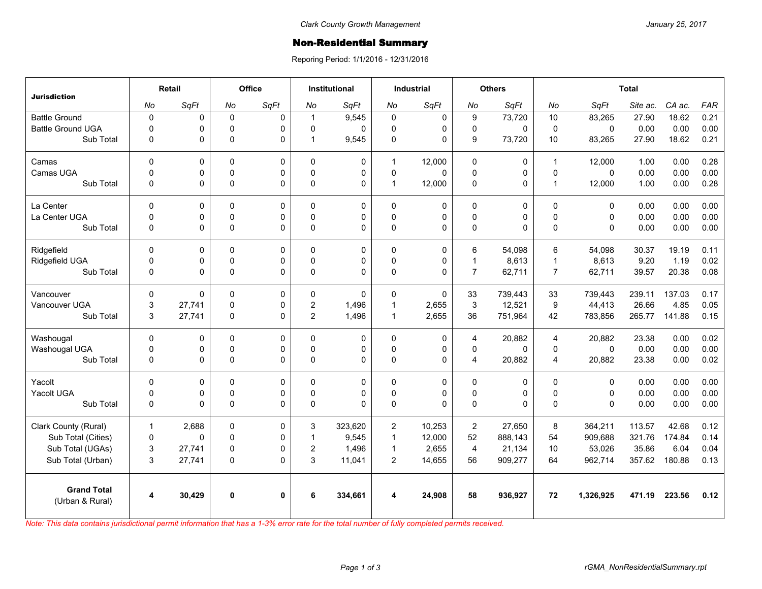Clark County Growth Management

January 25, 2017

# Non-Residential Summary

Reporing Period: 1/1/2016 - 12/31/2016

| Jurisdiction | Retail | | Office | | Institutional | | Industrial | | Others | | Total | | | | |
|---|---|---|---|---|---|---|---|---|---|---|---|---|---|---|---|
| | *No* | *SqFt* | *No* | *SqFt* | *No* | *SqFt* | *No* | *SqFt* | *No* | *SqFt* | *No* | *SqFt* | *Site ac.* | *CA ac.* | *FAR* |
| Battle Ground | 0 | 0 | 0 | 0 | 1 | 9,545 | 0 | 0 | 9 | 73,720 | 10 | 83,265 | 27.90 | 18.62 | 0.21 |
| Battle Ground UGA | 0 | 0 | 0 | 0 | 0 | 0 | 0 | 0 | 0 | 0 | 0 | 0 | 0.00 | 0.00 | 0.00 |
| Sub Total | 0 | 0 | 0 | 0 | 1 | 9,545 | 0 | 0 | 9 | 73,720 | 10 | 83,265 | 27.90 | 18.62 | 0.21 |
| Camas | 0 | 0 | 0 | 0 | 0 | 0 | 1 | 12,000 | 0 | 0 | 1 | 12,000 | 1.00 | 0.00 | 0.28 |
| Camas UGA | 0 | 0 | 0 | 0 | 0 | 0 | 0 | 0 | 0 | 0 | 0 | 0 | 0.00 | 0.00 | 0.00 |
| Sub Total | 0 | 0 | 0 | 0 | 0 | 0 | 1 | 12,000 | 0 | 0 | 1 | 12,000 | 1.00 | 0.00 | 0.28 |
| La Center | 0 | 0 | 0 | 0 | 0 | 0 | 0 | 0 | 0 | 0 | 0 | 0 | 0.00 | 0.00 | 0.00 |
| La Center UGA | 0 | 0 | 0 | 0 | 0 | 0 | 0 | 0 | 0 | 0 | 0 | 0 | 0.00 | 0.00 | 0.00 |
| Sub Total | 0 | 0 | 0 | 0 | 0 | 0 | 0 | 0 | 0 | 0 | 0 | 0 | 0.00 | 0.00 | 0.00 |
| Ridgefield | 0 | 0 | 0 | 0 | 0 | 0 | 0 | 0 | 6 | 54,098 | 6 | 54,098 | 30.37 | 19.19 | 0.11 |
| Ridgefield UGA | 0 | 0 | 0 | 0 | 0 | 0 | 0 | 0 | 1 | 8,613 | 1 | 8,613 | 9.20 | 1.19 | 0.02 |
| Sub Total | 0 | 0 | 0 | 0 | 0 | 0 | 0 | 0 | 7 | 62,711 | 7 | 62,711 | 39.57 | 20.38 | 0.08 |
| Vancouver | 0 | 0 | 0 | 0 | 0 | 0 | 0 | 0 | 33 | 739,443 | 33 | 739,443 | 239.11 | 137.03 | 0.17 |
| Vancouver UGA | 3 | 27,741 | 0 | 0 | 2 | 1,496 | 1 | 2,655 | 3 | 12,521 | 9 | 44,413 | 26.66 | 4.85 | 0.05 |
| Sub Total | 3 | 27,741 | 0 | 0 | 2 | 1,496 | 1 | 2,655 | 36 | 751,964 | 42 | 783,856 | 265.77 | 141.88 | 0.15 |
| Washougal | 0 | 0 | 0 | 0 | 0 | 0 | 0 | 0 | 4 | 20,882 | 4 | 20,882 | 23.38 | 0.00 | 0.02 |
| Washougal UGA | 0 | 0 | 0 | 0 | 0 | 0 | 0 | 0 | 0 | 0 | 0 | 0 | 0.00 | 0.00 | 0.00 |
| Sub Total | 0 | 0 | 0 | 0 | 0 | 0 | 0 | 0 | 4 | 20,882 | 4 | 20,882 | 23.38 | 0.00 | 0.02 |
| Yacolt | 0 | 0 | 0 | 0 | 0 | 0 | 0 | 0 | 0 | 0 | 0 | 0 | 0.00 | 0.00 | 0.00 |
| Yacolt UGA | 0 | 0 | 0 | 0 | 0 | 0 | 0 | 0 | 0 | 0 | 0 | 0 | 0.00 | 0.00 | 0.00 |
| Sub Total | 0 | 0 | 0 | 0 | 0 | 0 | 0 | 0 | 0 | 0 | 0 | 0 | 0.00 | 0.00 | 0.00 |
| Clark County (Rural) | 1 | 2,688 | 0 | 0 | 3 | 323,620 | 2 | 10,253 | 2 | 27,650 | 8 | 364,211 | 113.57 | 42.68 | 0.12 |
| Sub Total (Cities) | 0 | 0 | 0 | 0 | 1 | 9,545 | 1 | 12,000 | 52 | 888,143 | 54 | 909,688 | 321.76 | 174.84 | 0.14 |
| Sub Total (UGAs) | 3 | 27,741 | 0 | 0 | 2 | 1,496 | 1 | 2,655 | 4 | 21,134 | 10 | 53,026 | 35.86 | 6.04 | 0.04 |
| Sub Total (Urban) | 3 | 27,741 | 0 | 0 | 3 | 11,041 | 2 | 14,655 | 56 | 909,277 | 64 | 962,714 | 357.62 | 180.88 | 0.13 |
| **Grand Total** (Urban & Rural) | **4** | **30,429** | **0** | **0** | **6** | **334,661** | **4** | **24,908** | **58** | **936,927** | **72** | **1,326,925** | **471.19** | **223.56** | **0.12** |

*Note: This data contains jurisdictional permit information that has a 1-3% error rate for the total number of fully completed permits received.*

rGMA_NonResidentialSummary.rpt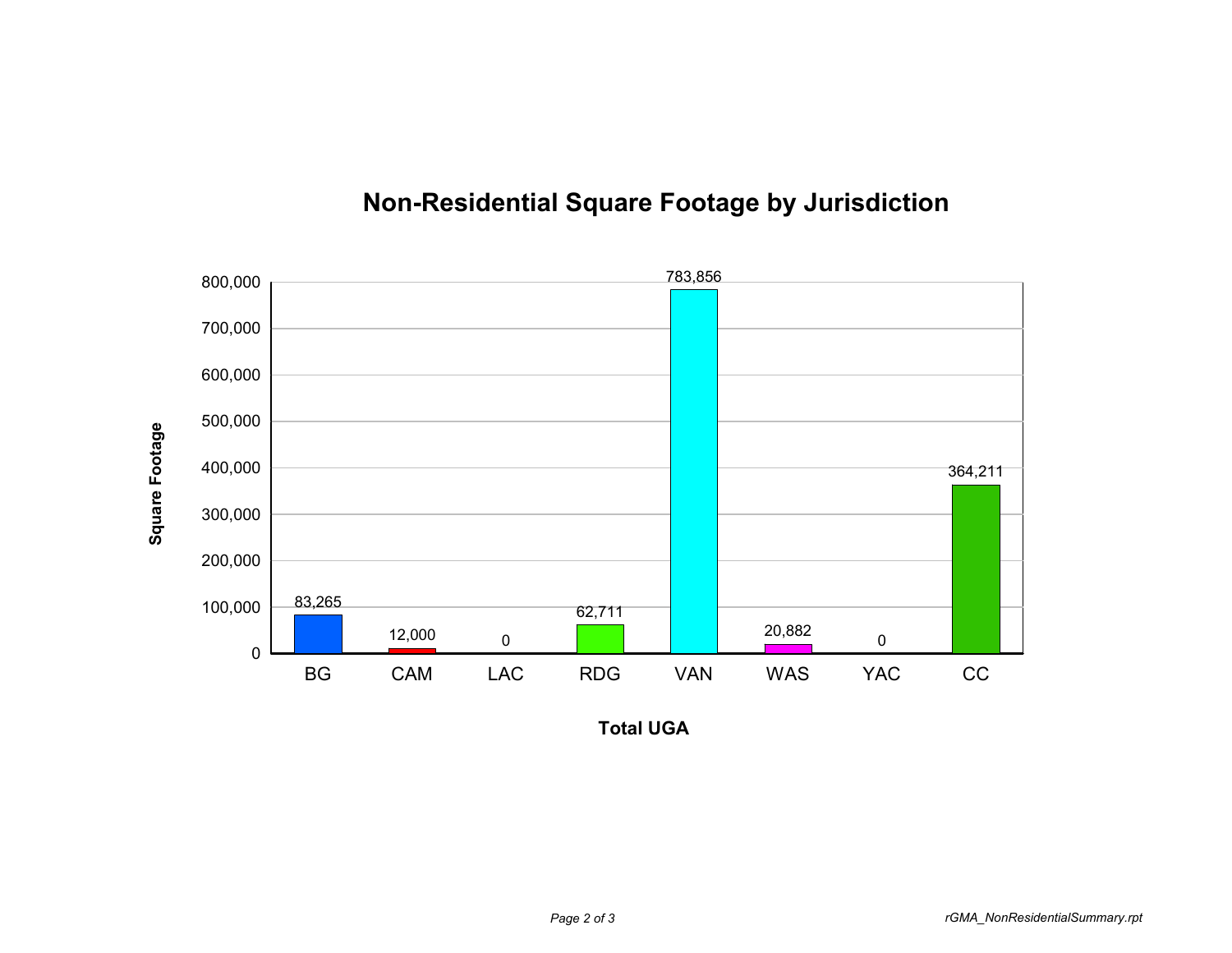# Non-Residential Square Footage by Jurisdiction

| Total UGA | Square Footage |
|---|---|
| BG | 83,265 |
| CAM | 12,000 |
| LAC | 0 |
| RDG | 62,711 |
| VAN | 783,856 |
| WAS | 20,882 |
| YAC | 0 |
| CC | 364,211 |

*rGMA_NonResidentialSummary.rpt*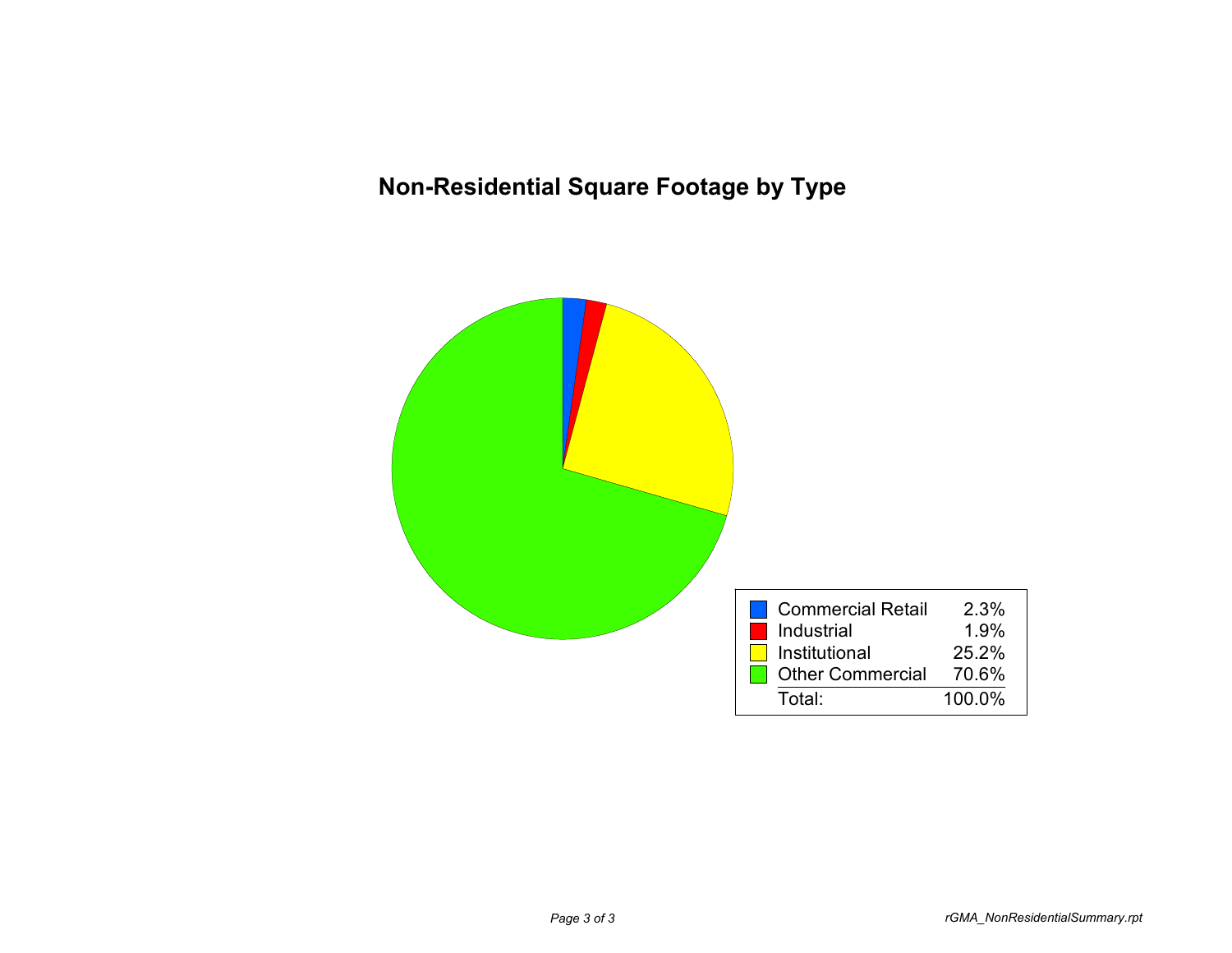# Non-Residential Square Footage by Type

| Type | Percent |
| --- | --- |
| Commercial Retail | 2.3% |
| Industrial | 1.9% |
| Institutional | 25.2% |
| Other Commercial | 70.6% |
| Total: | 100.0% |

rGMA_NonResidentialSummary.rpt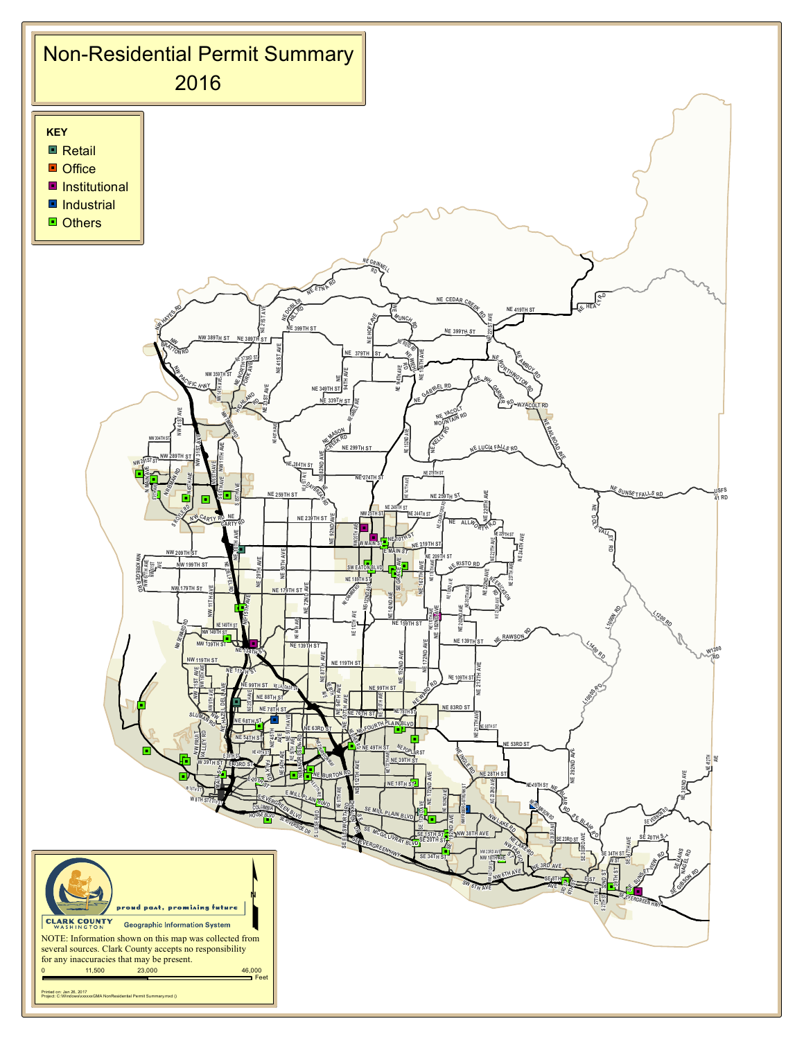# Non-Residential Permit Summary 2016

**KEY**

- Retail
- Office
- Institutional
- Industrial
- Others

proud past, promising future

CLARK COUNTY WASHINGTON

Geographic Information System

NOTE: Information shown on this map was collected from several sources. Clark County accepts no responsibility for any inaccuracies that may be present.

0 11,500 23,000 46,000 Feet

Printed on: Jan 26, 2017
Project: C:\Windows\xxxxx\GMA NonResidential Permit Summary.mxd ()